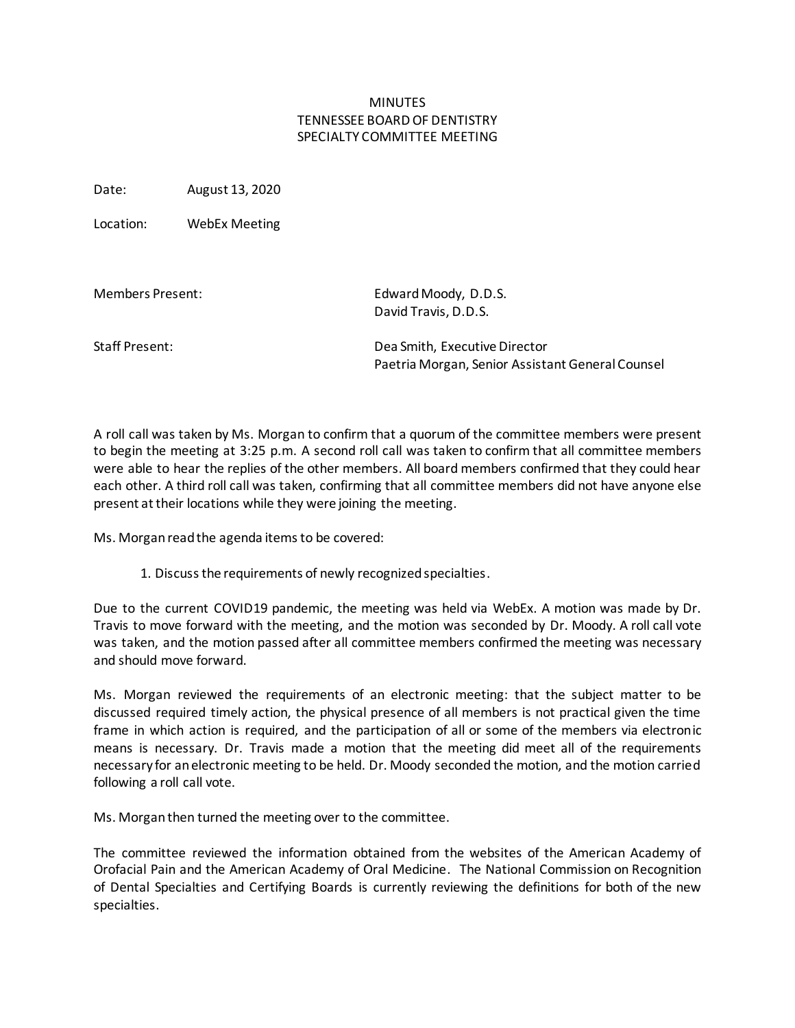# MINUTES
# TENNESSEE BOARD OF DENTISTRY
# SPECIALTY COMMITTEE MEETING

Date: August 13, 2020

Location: WebEx Meeting

Members Present: Edward Moody, D.D.S.
David Travis, D.D.S.

Staff Present: Dea Smith, Executive Director
Paetria Morgan, Senior Assistant General Counsel

A roll call was taken by Ms. Morgan to confirm that a quorum of the committee members were present to begin the meeting at 3:25 p.m. A second roll call was taken to confirm that all committee members were able to hear the replies of the other members. All board members confirmed that they could hear each other. A third roll call was taken, confirming that all committee members did not have anyone else present at their locations while they were joining the meeting.

Ms. Morgan read the agenda items to be covered:

1. Discuss the requirements of newly recognized specialties.

Due to the current COVID19 pandemic, the meeting was held via WebEx. A motion was made by Dr. Travis to move forward with the meeting, and the motion was seconded by Dr. Moody. A roll call vote was taken, and the motion passed after all committee members confirmed the meeting was necessary and should move forward.

Ms. Morgan reviewed the requirements of an electronic meeting: that the subject matter to be discussed required timely action, the physical presence of all members is not practical given the time frame in which action is required, and the participation of all or some of the members via electronic means is necessary. Dr. Travis made a motion that the meeting did meet all of the requirements necessary for an electronic meeting to be held. Dr. Moody seconded the motion, and the motion carried following a roll call vote.

Ms. Morgan then turned the meeting over to the committee.

The committee reviewed the information obtained from the websites of the American Academy of Orofacial Pain and the American Academy of Oral Medicine. The National Commission on Recognition of Dental Specialties and Certifying Boards is currently reviewing the definitions for both of the new specialties.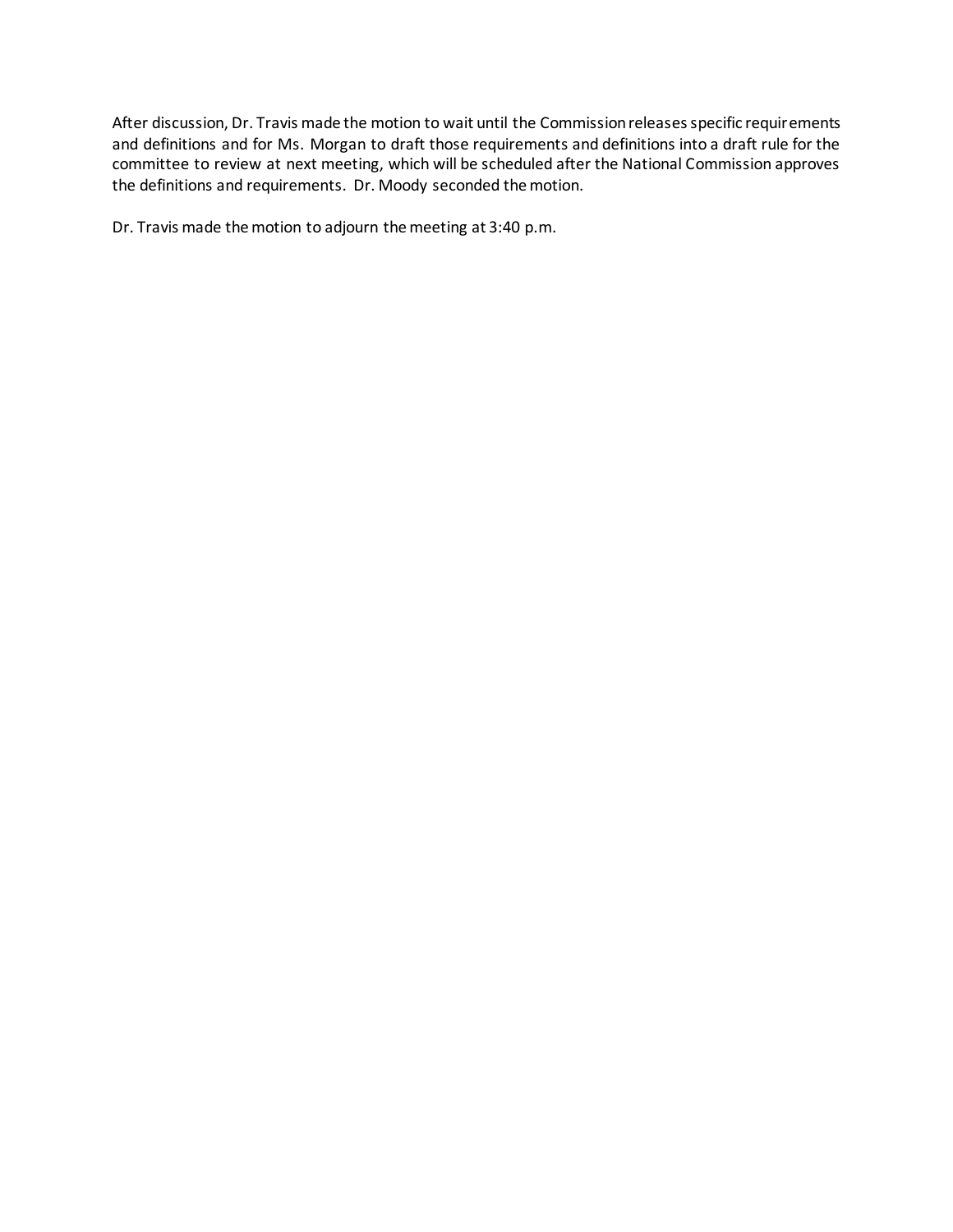After discussion, Dr. Travis made the motion to wait until the Commission releases specific requirements and definitions and for Ms. Morgan to draft those requirements and definitions into a draft rule for the committee to review at next meeting, which will be scheduled after the National Commission approves the definitions and requirements. Dr. Moody seconded the motion.

Dr. Travis made the motion to adjourn the meeting at 3:40 p.m.